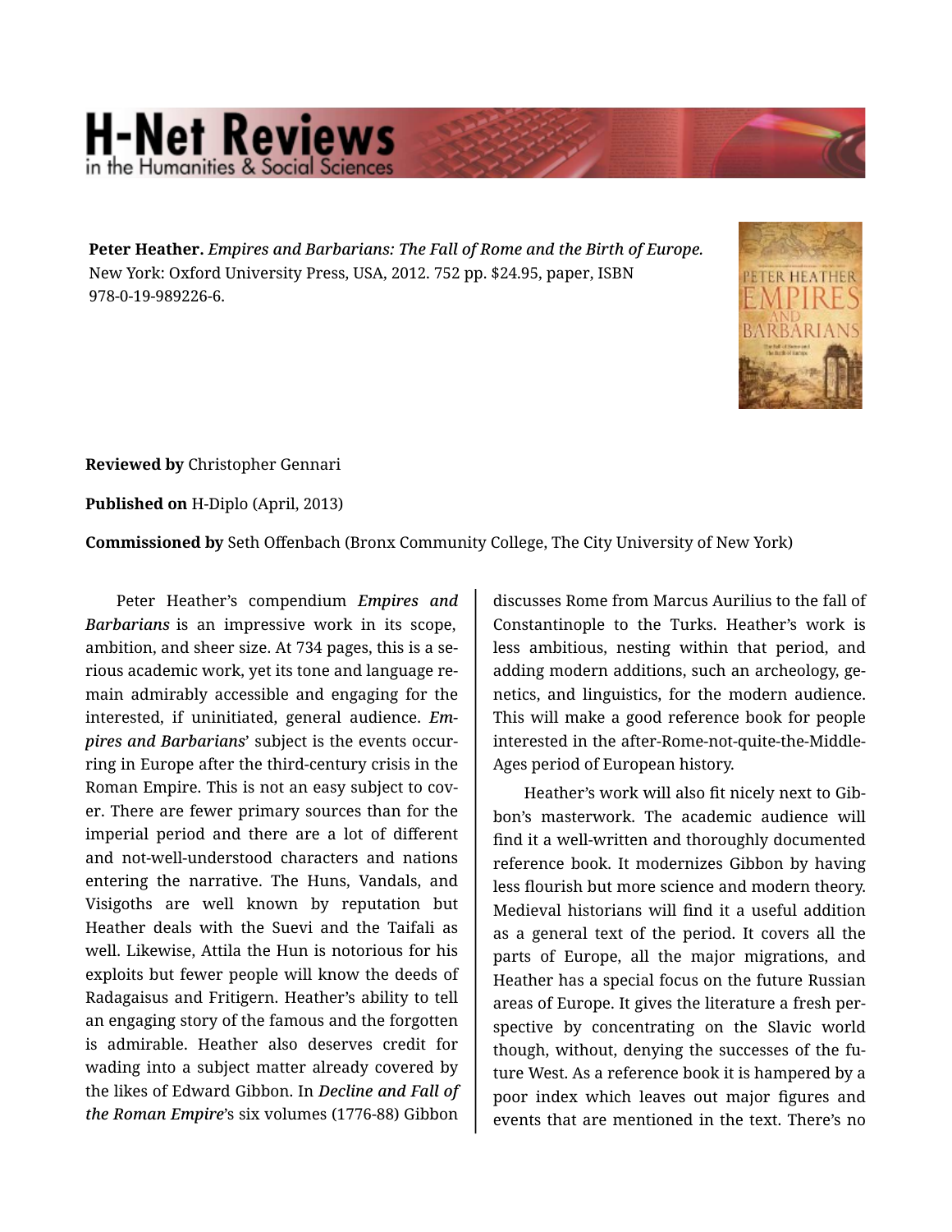**Peter Heather.** *Empires and Barbarians: The Fall of Rome and the Birth of Europe.* New York: Oxford University Press, USA, 2012. 752 pp. $24.95, paper, ISBN 978-0-19-989226-6.

**Reviewed by** Christopher Gennari

**Published on** H-Diplo (April, 2013)

**Commissioned by** Seth Offenbach (Bronx Community College, The City University of New York)

Peter Heather's compendium ***Empires and Barbarians*** is an impressive work in its scope, ambition, and sheer size. At 734 pages, this is a serious academic work, yet its tone and language remain admirably accessible and engaging for the interested, if uninitiated, general audience. ***Empires and Barbarians***' subject is the events occurring in Europe after the third-century crisis in the Roman Empire. This is not an easy subject to cover. There are fewer primary sources than for the imperial period and there are a lot of different and not-well-understood characters and nations entering the narrative. The Huns, Vandals, and Visigoths are well known by reputation but Heather deals with the Suevi and the Taifali as well. Likewise, Attila the Hun is notorious for his exploits but fewer people will know the deeds of Radagaisus and Fritigern. Heather's ability to tell an engaging story of the famous and the forgotten is admirable. Heather also deserves credit for wading into a subject matter already covered by the likes of Edward Gibbon. In ***Decline and Fall of the Roman Empire***'s six volumes (1776-88) Gibbon discusses Rome from Marcus Aurilius to the fall of Constantinople to the Turks. Heather's work is less ambitious, nesting within that period, and adding modern additions, such an archeology, genetics, and linguistics, for the modern audience. This will make a good reference book for people interested in the after-Rome-not-quite-the-Middle-Ages period of European history.

Heather's work will also fit nicely next to Gibbon's masterwork. The academic audience will find it a well-written and thoroughly documented reference book. It modernizes Gibbon by having less flourish but more science and modern theory. Medieval historians will find it a useful addition as a general text of the period. It covers all the parts of Europe, all the major migrations, and Heather has a special focus on the future Russian areas of Europe. It gives the literature a fresh perspective by concentrating on the Slavic world though, without, denying the successes of the future West. As a reference book it is hampered by a poor index which leaves out major figures and events that are mentioned in the text. There's no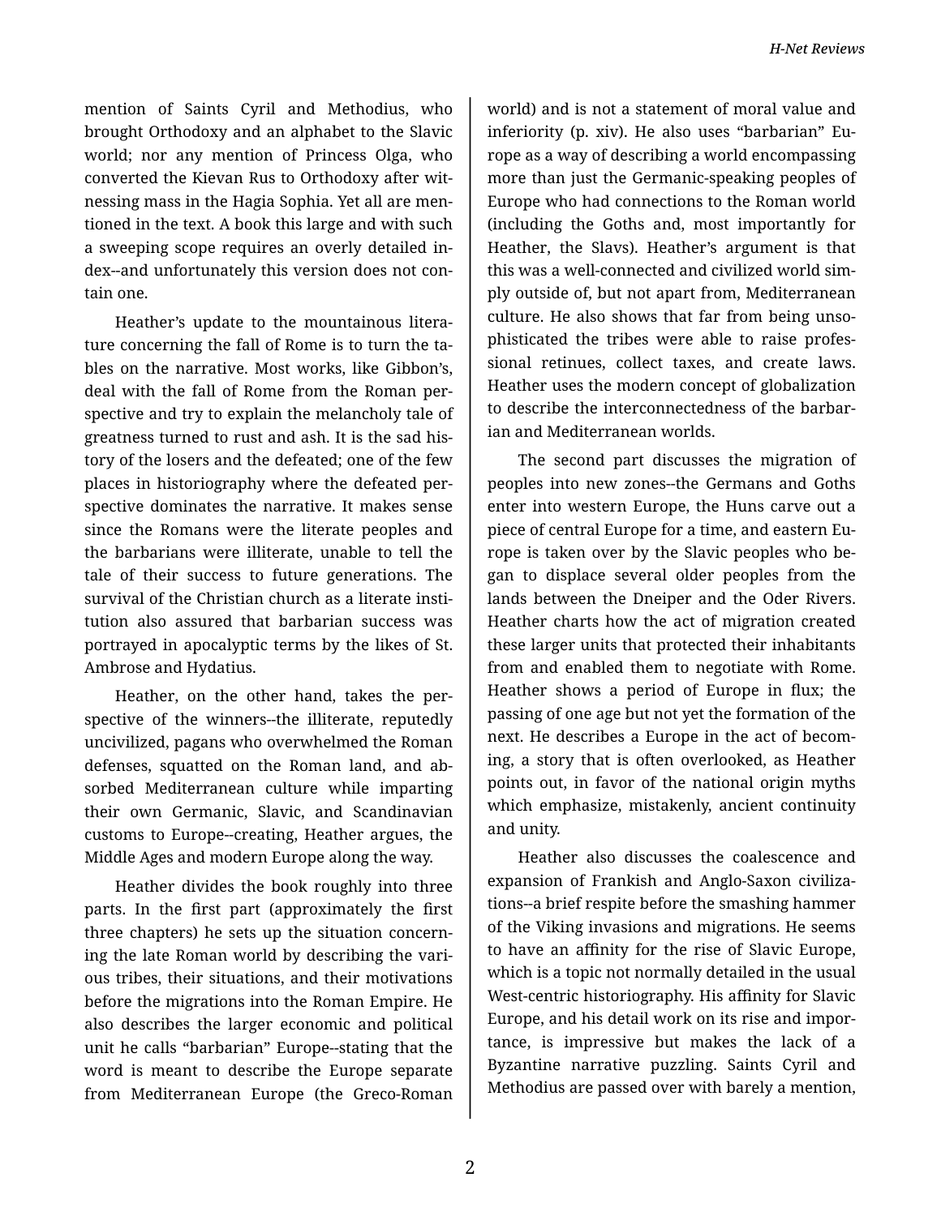mention of Saints Cyril and Methodius, who brought Orthodoxy and an alphabet to the Slavic world; nor any mention of Princess Olga, who converted the Kievan Rus to Orthodoxy after witnessing mass in the Hagia Sophia. Yet all are mentioned in the text. A book this large and with such a sweeping scope requires an overly detailed index--and unfortunately this version does not contain one.

Heather's update to the mountainous literature concerning the fall of Rome is to turn the tables on the narrative. Most works, like Gibbon's, deal with the fall of Rome from the Roman perspective and try to explain the melancholy tale of greatness turned to rust and ash. It is the sad history of the losers and the defeated; one of the few places in historiography where the defeated perspective dominates the narrative. It makes sense since the Romans were the literate peoples and the barbarians were illiterate, unable to tell the tale of their success to future generations. The survival of the Christian church as a literate institution also assured that barbarian success was portrayed in apocalyptic terms by the likes of St. Ambrose and Hydatius.

Heather, on the other hand, takes the perspective of the winners--the illiterate, reputedly uncivilized, pagans who overwhelmed the Roman defenses, squatted on the Roman land, and absorbed Mediterranean culture while imparting their own Germanic, Slavic, and Scandinavian customs to Europe--creating, Heather argues, the Middle Ages and modern Europe along the way.

Heather divides the book roughly into three parts. In the first part (approximately the first three chapters) he sets up the situation concerning the late Roman world by describing the various tribes, their situations, and their motivations before the migrations into the Roman Empire. He also describes the larger economic and political unit he calls "barbarian" Europe--stating that the word is meant to describe the Europe separate from Mediterranean Europe (the Greco-Roman world) and is not a statement of moral value and inferiority (p. xiv). He also uses "barbarian" Europe as a way of describing a world encompassing more than just the Germanic-speaking peoples of Europe who had connections to the Roman world (including the Goths and, most importantly for Heather, the Slavs). Heather's argument is that this was a well-connected and civilized world simply outside of, but not apart from, Mediterranean culture. He also shows that far from being unsophisticated the tribes were able to raise professional retinues, collect taxes, and create laws. Heather uses the modern concept of globalization to describe the interconnectedness of the barbarian and Mediterranean worlds.

The second part discusses the migration of peoples into new zones--the Germans and Goths enter into western Europe, the Huns carve out a piece of central Europe for a time, and eastern Europe is taken over by the Slavic peoples who began to displace several older peoples from the lands between the Dneiper and the Oder Rivers. Heather charts how the act of migration created these larger units that protected their inhabitants from and enabled them to negotiate with Rome. Heather shows a period of Europe in flux; the passing of one age but not yet the formation of the next. He describes a Europe in the act of becoming, a story that is often overlooked, as Heather points out, in favor of the national origin myths which emphasize, mistakenly, ancient continuity and unity.

Heather also discusses the coalescence and expansion of Frankish and Anglo-Saxon civilizations--a brief respite before the smashing hammer of the Viking invasions and migrations. He seems to have an affinity for the rise of Slavic Europe, which is a topic not normally detailed in the usual West-centric historiography. His affinity for Slavic Europe, and his detail work on its rise and importance, is impressive but makes the lack of a Byzantine narrative puzzling. Saints Cyril and Methodius are passed over with barely a mention,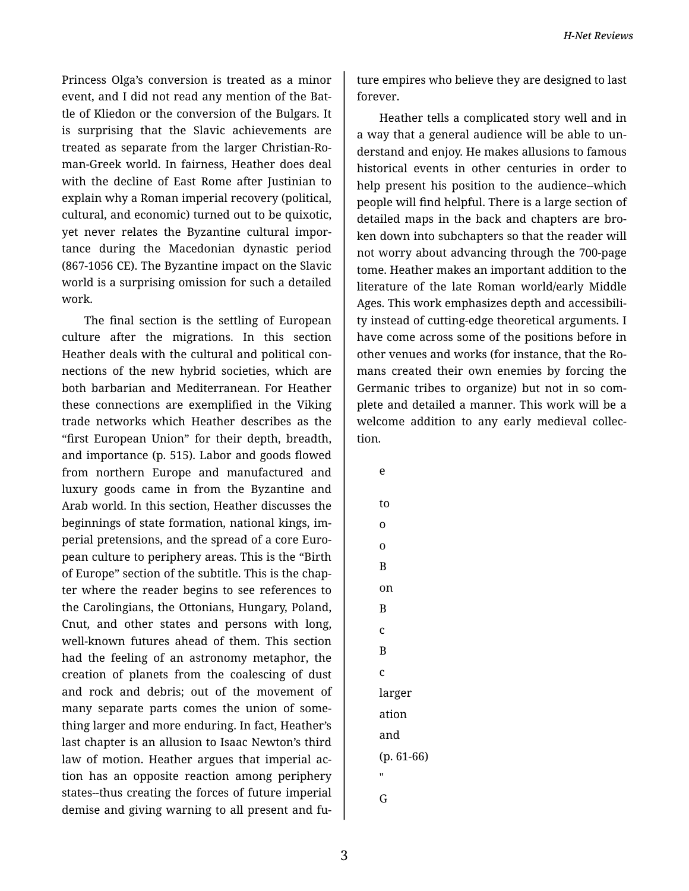Princess Olga's conversion is treated as a minor event, and I did not read any mention of the Battle of Kliedon or the conversion of the Bulgars. It is surprising that the Slavic achievements are treated as separate from the larger Christian-Roman-Greek world. In fairness, Heather does deal with the decline of East Rome after Justinian to explain why a Roman imperial recovery (political, cultural, and economic) turned out to be quixotic, yet never relates the Byzantine cultural importance during the Macedonian dynastic period (867-1056 CE). The Byzantine impact on the Slavic world is a surprising omission for such a detailed work.

The final section is the settling of European culture after the migrations. In this section Heather deals with the cultural and political connections of the new hybrid societies, which are both barbarian and Mediterranean. For Heather these connections are exemplified in the Viking trade networks which Heather describes as the "first European Union" for their depth, breadth, and importance (p. 515). Labor and goods flowed from northern Europe and manufactured and luxury goods came in from the Byzantine and Arab world. In this section, Heather discusses the beginnings of state formation, national kings, imperial pretensions, and the spread of a core European culture to periphery areas. This is the "Birth of Europe" section of the subtitle. This is the chapter where the reader begins to see references to the Carolingians, the Ottonians, Hungary, Poland, Cnut, and other states and persons with long, well-known futures ahead of them. This section had the feeling of an astronomy metaphor, the creation of planets from the coalescing of dust and rock and debris; out of the movement of many separate parts comes the union of something larger and more enduring. In fact, Heather's last chapter is an allusion to Isaac Newton's third law of motion. Heather argues that imperial action has an opposite reaction among periphery states--thus creating the forces of future imperial demise and giving warning to all present and future empires who believe they are designed to last forever.

Heather tells a complicated story well and in a way that a general audience will be able to understand and enjoy. He makes allusions to famous historical events in other centuries in order to help present his position to the audience--which people will find helpful. There is a large section of detailed maps in the back and chapters are broken down into subchapters so that the reader will not worry about advancing through the 700-page tome. Heather makes an important addition to the literature of the late Roman world/early Middle Ages. This work emphasizes depth and accessibility instead of cutting-edge theoretical arguments. I have come across some of the positions before in other venues and works (for instance, that the Romans created their own enemies by forcing the Germanic tribes to organize) but not in so complete and detailed a manner. This work will be a welcome addition to any early medieval collection.

e

to

o

o

B

on

B

c

B

c

larger

ation

and

(p. 61-66)

"

G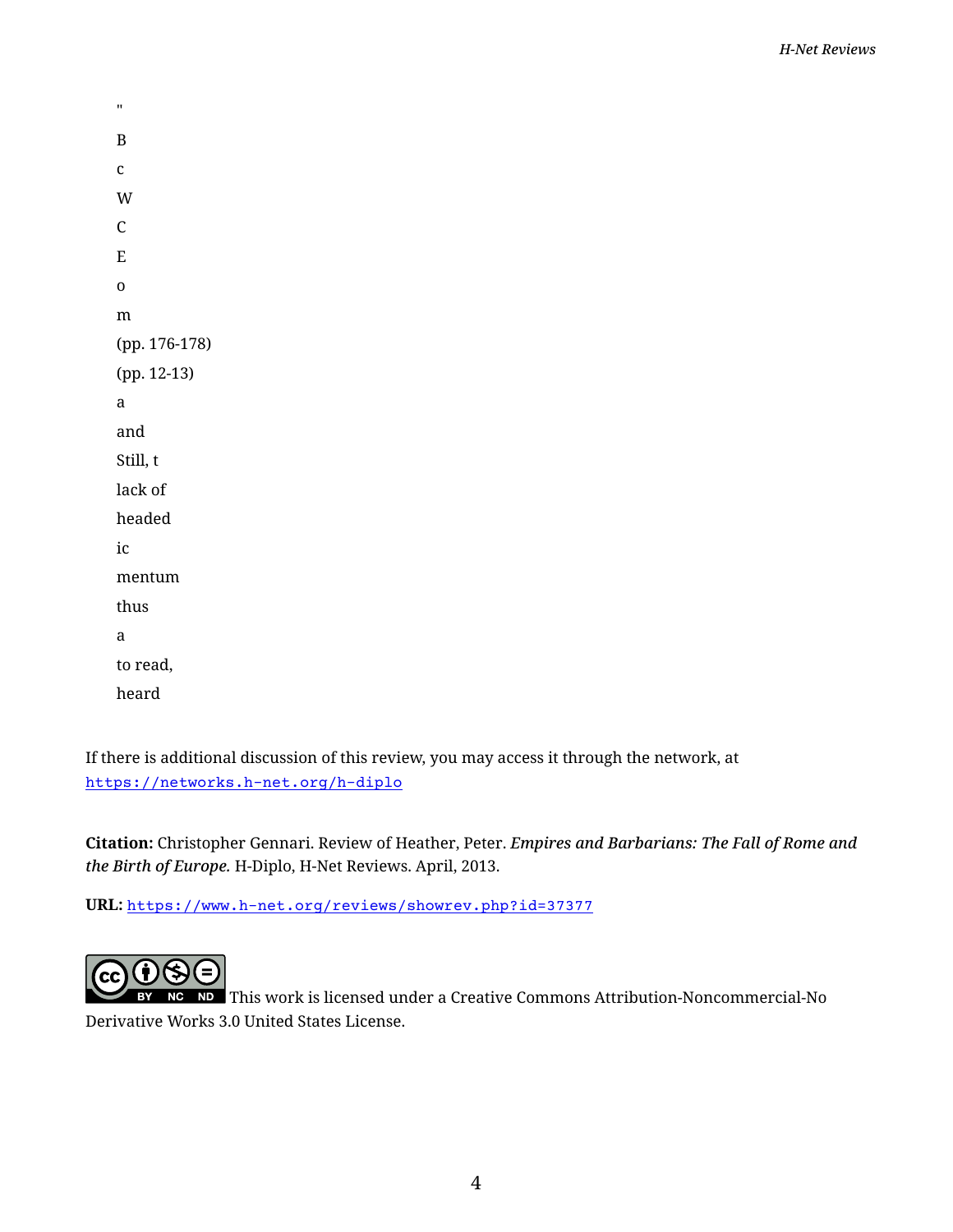"

B

c

W

C

E

o

m

(pp. 176-178)

(pp. 12-13)

a

and

Still, t

lack of

headed

ic

mentum

thus

a

to read,

heard

If there is additional discussion of this review, you may access it through the network, at https://networks.h-net.org/h-diplo

**Citation:** Christopher Gennari. Review of Heather, Peter. *Empires and Barbarians: The Fall of Rome and the Birth of Europe.* H-Diplo, H-Net Reviews. April, 2013.

**URL:** https://www.h-net.org/reviews/showrev.php?id=37377

This work is licensed under a Creative Commons Attribution-Noncommercial-No Derivative Works 3.0 United States License.